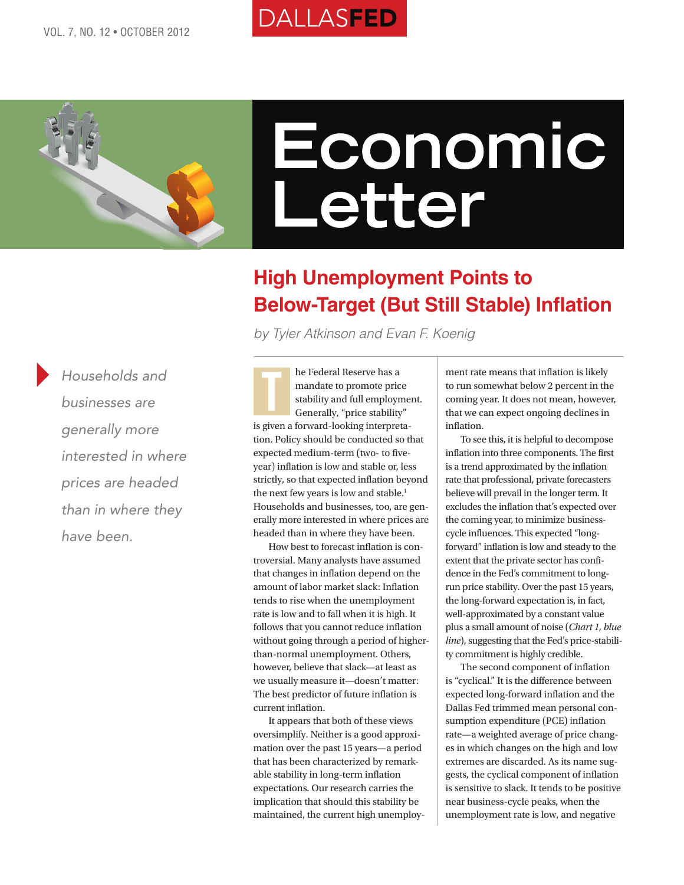# Economic Letter

## High Unemployment Points to Below-Target (But Still Stable) Inflation

*by Tyler Atkinson and Evan F. Koenig*

*Households and businesses are generally more interested in where prices are headed than in where they have been.*

The Federal Reserve has a mandate to promote price stability and full employment. Generally, "price stability" is given a forward-looking interpretation. Policy should be conducted so that expected medium-term (two- to five-year) inflation is low and stable or, less strictly, so that expected inflation beyond the next few years is low and stable.[1] Households and businesses, too, are generally more interested in where prices are headed than in where they have been.

How best to forecast inflation is controversial. Many analysts have assumed that changes in inflation depend on the amount of labor market slack: Inflation tends to rise when the unemployment rate is low and to fall when it is high. It follows that you cannot reduce inflation without going through a period of higher-than-normal unemployment. Others, however, believe that slack—at least as we usually measure it—doesn't matter: The best predictor of future inflation is current inflation.

It appears that both of these views oversimplify. Neither is a good approximation over the past 15 years—a period that has been characterized by remarkable stability in long-term inflation expectations. Our research carries the implication that should this stability be maintained, the current high unemployment rate means that inflation is likely to run somewhat below 2 percent in the coming year. It does not mean, however, that we can expect ongoing declines in inflation.

To see this, it is helpful to decompose inflation into three components. The first is a trend approximated by the inflation rate that professional, private forecasters believe will prevail in the longer term. It excludes the inflation that's expected over the coming year, to minimize business-cycle influences. This expected "long-forward" inflation is low and steady to the extent that the private sector has confidence in the Fed's commitment to long-run price stability. Over the past 15 years, the long-forward expectation is, in fact, well-approximated by a constant value plus a small amount of noise (*Chart 1, blue line*), suggesting that the Fed's price-stability commitment is highly credible.

The second component of inflation is "cyclical." It is the difference between expected long-forward inflation and the Dallas Fed trimmed mean personal consumption expenditure (PCE) inflation rate—a weighted average of price changes in which changes on the high and low extremes are discarded. As its name suggests, the cyclical component of inflation is sensitive to slack. It tends to be positive near business-cycle peaks, when the unemployment rate is low, and negative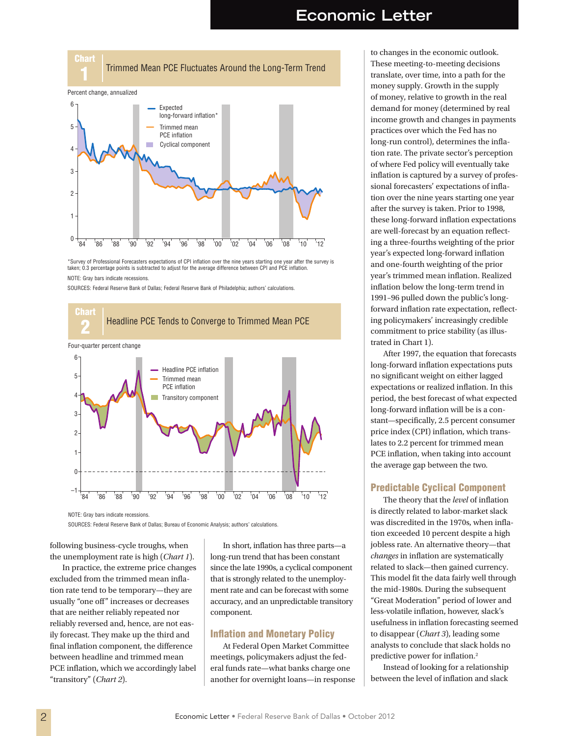**Chart 1** Trimmed Mean PCE Fluctuates Around the Long-Term Trend

Percent change, annualized

*Survey of Professional Forecasters expectations of CPI inflation over the nine years starting one year after the survey is taken; 0.3 percentage points is subtracted to adjust for the average difference between CPI and PCE inflation.

NOTE: Gray bars indicate recessions.

SOURCES: Federal Reserve Bank of Dallas; Federal Reserve Bank of Philadelphia; authors' calculations.

**Chart 2** Headline PCE Tends to Converge to Trimmed Mean PCE

Four-quarter percent change

NOTE: Gray bars indicate recessions.

SOURCES: Federal Reserve Bank of Dallas; Bureau of Economic Analysis; authors' calculations.

following business-cycle troughs, when the unemployment rate is high (*Chart 1*).

In practice, the extreme price changes excluded from the trimmed mean inflation rate tend to be temporary—they are usually "one off" increases or decreases that are neither reliably repeated nor reliably reversed and, hence, are not easily forecast. They make up the third and final inflation component, the difference between headline and trimmed mean PCE inflation, which we accordingly label "transitory" (*Chart 2*).

In short, inflation has three parts—a long-run trend that has been constant since the late 1990s, a cyclical component that is strongly related to the unemployment rate and can be forecast with some accuracy, and an unpredictable transitory component.

## Inflation and Monetary Policy

At Federal Open Market Committee meetings, policymakers adjust the federal funds rate—what banks charge one another for overnight loans—in response to changes in the economic outlook. These meeting-to-meeting decisions translate, over time, into a path for the money supply. Growth in the supply of money, relative to growth in the real demand for money (determined by real income growth and changes in payments practices over which the Fed has no long-run control), determines the inflation rate. The private sector's perception of where Fed policy will eventually take inflation is captured by a survey of professional forecasters' expectations of inflation over the nine years starting one year after the survey is taken. Prior to 1998, these long-forward inflation expectations are well-forecast by an equation reflecting a three-fourths weighting of the prior year's expected long-forward inflation and one-fourth weighting of the prior year's trimmed mean inflation. Realized inflation below the long-term trend in 1991–96 pulled down the public's long-forward inflation rate expectation, reflecting policymakers' increasingly credible commitment to price stability (as illustrated in Chart 1).

After 1997, the equation that forecasts long-forward inflation expectations puts no significant weight on either lagged expectations or realized inflation. In this period, the best forecast of what expected long-forward inflation will be is a constant—specifically, 2.5 percent consumer price index (CPI) inflation, which translates to 2.2 percent for trimmed mean PCE inflation, when taking into account the average gap between the two.

## Predictable Cyclical Component

The theory that the *level* of inflation is directly related to labor-market slack was discredited in the 1970s, when inflation exceeded 10 percent despite a high jobless rate. An alternative theory—that *changes* in inflation are systematically related to slack—then gained currency. This model fit the data fairly well through the mid-1980s. During the subsequent "Great Moderation" period of lower and less-volatile inflation, however, slack's usefulness in inflation forecasting seemed to disappear (*Chart 3*), leading some analysts to conclude that slack holds no predictive power for inflation.[2]

Instead of looking for a relationship between the level of inflation and slack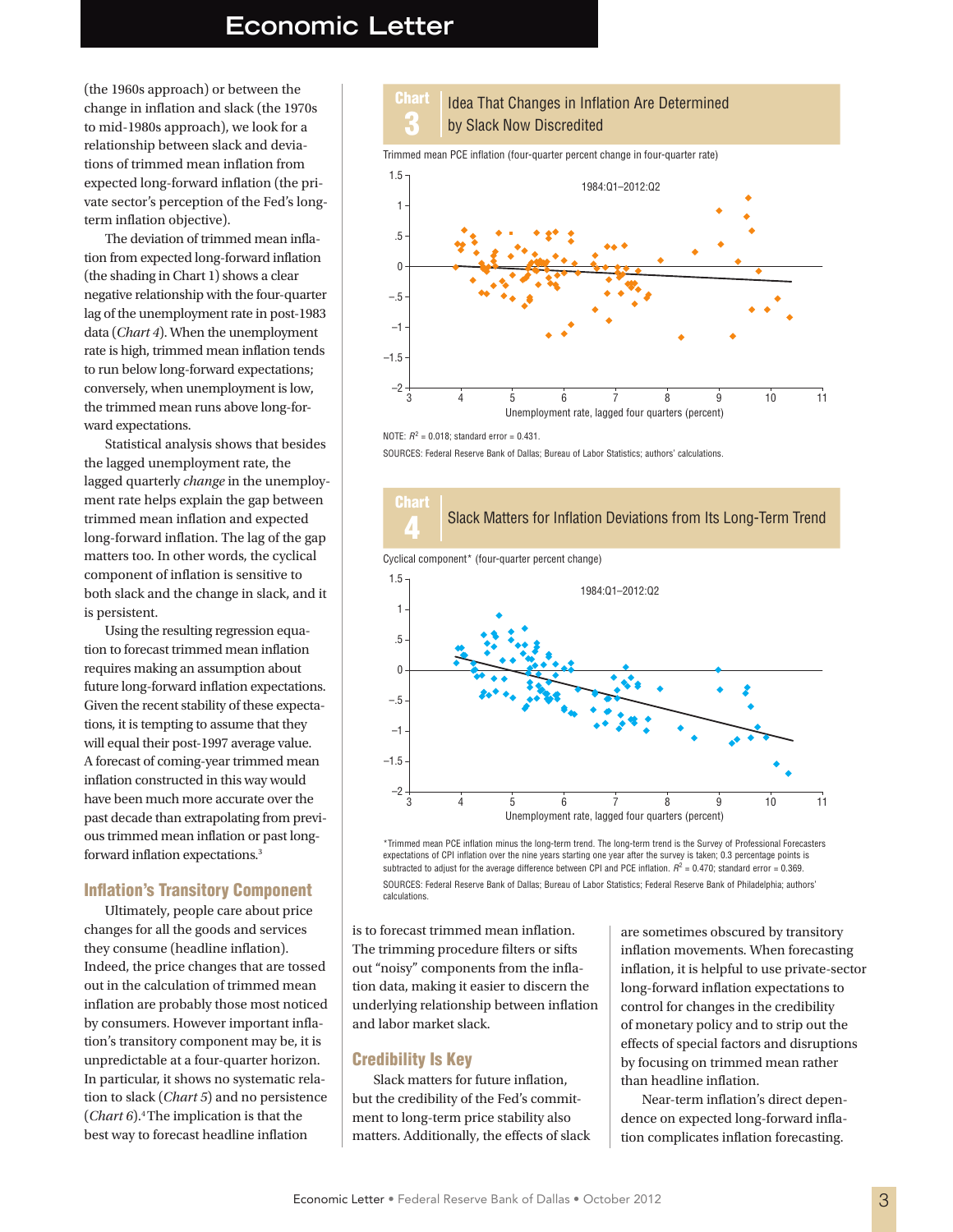(the 1960s approach) or between the change in inflation and slack (the 1970s to mid-1980s approach), we look for a relationship between slack and deviations of trimmed mean inflation from expected long-forward inflation (the private sector's perception of the Fed's long-term inflation objective).

The deviation of trimmed mean inflation from expected long-forward inflation (the shading in Chart 1) shows a clear negative relationship with the four-quarter lag of the unemployment rate in post-1983 data (*Chart 4*). When the unemployment rate is high, trimmed mean inflation tends to run below long-forward expectations; conversely, when unemployment is low, the trimmed mean runs above long-forward expectations.

Statistical analysis shows that besides the lagged unemployment rate, the lagged quarterly *change* in the unemployment rate helps explain the gap between trimmed mean inflation and expected long-forward inflation. The lag of the gap matters too. In other words, the cyclical component of inflation is sensitive to both slack and the change in slack, and it is persistent.

Using the resulting regression equation to forecast trimmed mean inflation requires making an assumption about future long-forward inflation expectations. Given the recent stability of these expectations, it is tempting to assume that they will equal their post-1997 average value. A forecast of coming-year trimmed mean inflation constructed in this way would have been much more accurate over the past decade than extrapolating from previous trimmed mean inflation or past long-forward inflation expectations.[3]

## Chart 3 Idea That Changes in Inflation Are Determined by Slack Now Discredited

Trimmed mean PCE inflation (four-quarter percent change in four-quarter rate)

1984:Q1–2012:Q2

Unemployment rate, lagged four quarters (percent)

NOTE: $R^2$ = 0.018; standard error = 0.431.

SOURCES: Federal Reserve Bank of Dallas; Bureau of Labor Statistics; authors' calculations.

## Chart 4 Slack Matters for Inflation Deviations from Its Long-Term Trend

Cyclical component* (four-quarter percent change)

1984:Q1–2012:Q2

Unemployment rate, lagged four quarters (percent)

*Trimmed mean PCE inflation minus the long-term trend. The long-term trend is the Survey of Professional Forecasters expectations of CPI inflation over the nine years starting one year after the survey is taken; 0.3 percentage points is subtracted to adjust for the average difference between CPI and PCE inflation. $R^2$ = 0.470; standard error = 0.369.

SOURCES: Federal Reserve Bank of Dallas; Bureau of Labor Statistics; Federal Reserve Bank of Philadelphia; authors' calculations.

## Inflation's Transitory Component

Ultimately, people care about price changes for all the goods and services they consume (headline inflation). Indeed, the price changes that are tossed out in the calculation of trimmed mean inflation are probably those most noticed by consumers. However important inflation's transitory component may be, it is unpredictable at a four-quarter horizon. In particular, it shows no systematic relation to slack (*Chart 5*) and no persistence (*Chart 6*).[4] The implication is that the best way to forecast headline inflation is to forecast trimmed mean inflation. The trimming procedure filters or sifts out "noisy" components from the inflation data, making it easier to discern the underlying relationship between inflation and labor market slack.

## Credibility Is Key

Slack matters for future inflation, but the credibility of the Fed's commitment to long-term price stability also matters. Additionally, the effects of slack are sometimes obscured by transitory inflation movements. When forecasting inflation, it is helpful to use private-sector long-forward inflation expectations to control for changes in the credibility of monetary policy and to strip out the effects of special factors and disruptions by focusing on trimmed mean rather than headline inflation.

Near-term inflation's direct dependence on expected long-forward inflation complicates inflation forecasting.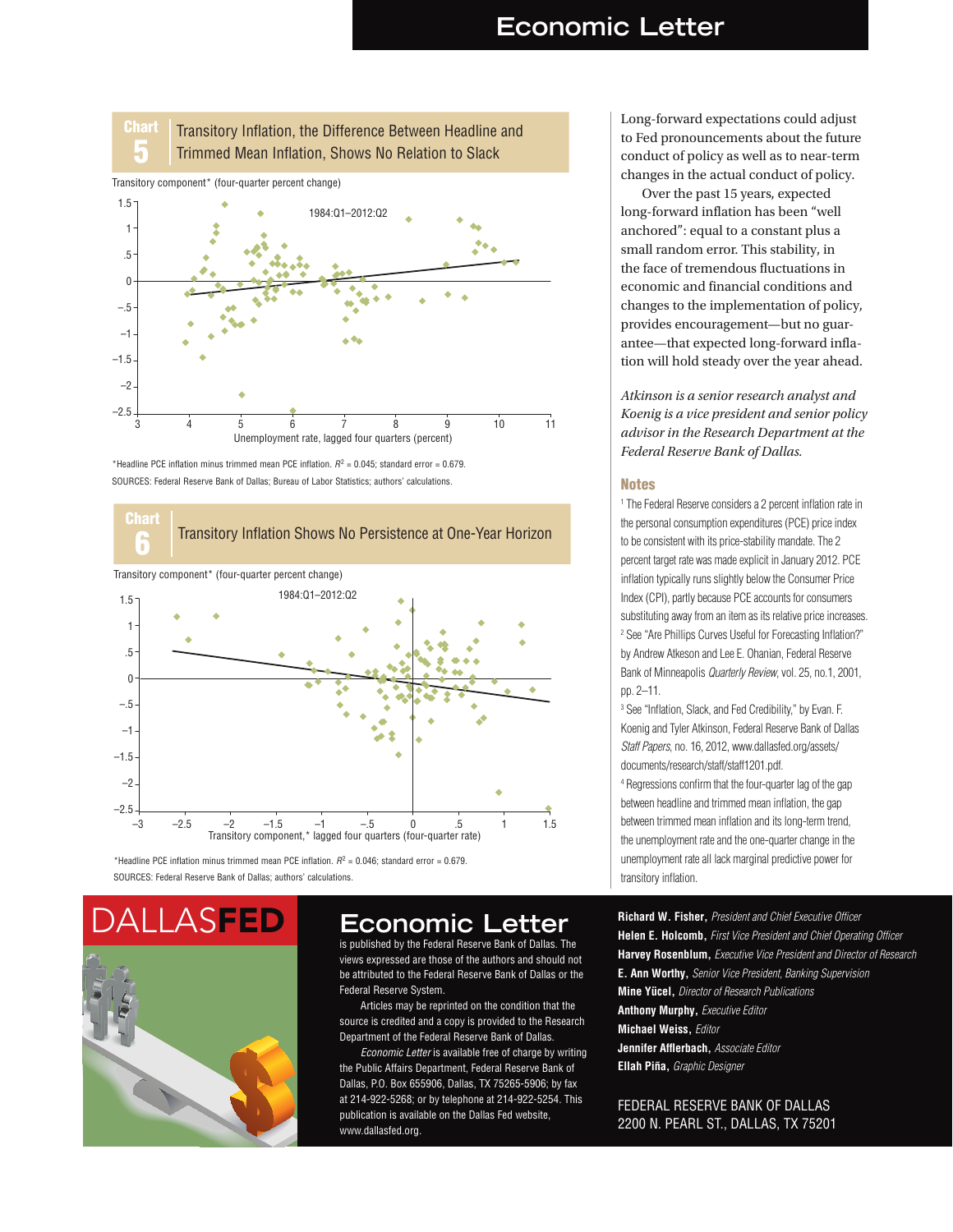## Chart 5 Transitory Inflation, the Difference Between Headline and Trimmed Mean Inflation, Shows No Relation to Slack

Transitory component* (four-quarter percent change)

1984:Q1–2012:Q2

1.5
1
.5
0
–.5
–1
–1.5
–2
–2.5

3 4 5 6 7 8 9 10 11

Unemployment rate, lagged four quarters (percent)

*Headline PCE inflation minus trimmed mean PCE inflation. $R^2$ = 0.045; standard error = 0.679.

SOURCES: Federal Reserve Bank of Dallas; Bureau of Labor Statistics; authors' calculations.

## Chart 6 Transitory Inflation Shows No Persistence at One-Year Horizon

Transitory component* (four-quarter percent change)

1984:Q1–2012:Q2

1.5
1
.5
0
–.5
–1
–1.5
–2
–2.5

–3 –2.5 –2 –1.5 –1 –.5 0 .5 1 1.5

Transitory component,* lagged four quarters (four-quarter rate)

*Headline PCE inflation minus trimmed mean PCE inflation. $R^2$ = 0.046; standard error = 0.679.

SOURCES: Federal Reserve Bank of Dallas; authors' calculations.

Long-forward expectations could adjust to Fed pronouncements about the future conduct of policy as well as to near-term changes in the actual conduct of policy.

Over the past 15 years, expected long-forward inflation has been "well anchored": equal to a constant plus a small random error. This stability, in the face of tremendous fluctuations in economic and financial conditions and changes to the implementation of policy, provides encouragement—but no guarantee—that expected long-forward inflation will hold steady over the year ahead.

*Atkinson is a senior research analyst and Koenig is a vice president and senior policy advisor in the Research Department at the Federal Reserve Bank of Dallas.*

## Notes

[1] The Federal Reserve considers a 2 percent inflation rate in the personal consumption expenditures (PCE) price index to be consistent with its price-stability mandate. The 2 percent target rate was made explicit in January 2012. PCE inflation typically runs slightly below the Consumer Price Index (CPI), partly because PCE accounts for consumers substituting away from an item as its relative price increases.

[2] See "Are Phillips Curves Useful for Forecasting Inflation?" by Andrew Atkeson and Lee E. Ohanian, Federal Reserve Bank of Minneapolis *Quarterly Review*, vol. 25, no.1, 2001, pp. 2–11.

[3] See "Inflation, Slack, and Fed Credibility," by Evan. F. Koenig and Tyler Atkinson, Federal Reserve Bank of Dallas *Staff Papers*, no. 16, 2012, www.dallasfed.org/assets/documents/research/staff/staff1201.pdf.

[4] Regressions confirm that the four-quarter lag of the gap between headline and trimmed mean inflation, the gap between trimmed mean inflation and its long-term trend, the unemployment rate and the one-quarter change in the unemployment rate all lack marginal predictive power for transitory inflation.

DALLAS**FED**

## Economic Letter

is published by the Federal Reserve Bank of Dallas. The views expressed are those of the authors and should not be attributed to the Federal Reserve Bank of Dallas or the Federal Reserve System.

Articles may be reprinted on the condition that the source is credited and a copy is provided to the Research Department of the Federal Reserve Bank of Dallas.

*Economic Letter* is available free of charge by writing the Public Affairs Department, Federal Reserve Bank of Dallas, P.O. Box 655906, Dallas, TX 75265-5906; by fax at 214-922-5268; or by telephone at 214-922-5254. This publication is available on the Dallas Fed website, www.dallasfed.org.

**Richard W. Fisher,** *President and Chief Executive Officer*
**Helen E. Holcomb,** *First Vice President and Chief Operating Officer*
**Harvey Rosenblum,** *Executive Vice President and Director of Research*
**E. Ann Worthy,** *Senior Vice President, Banking Supervision*
**Mine Yücel,** *Director of Research Publications*
**Anthony Murphy,** *Executive Editor*
**Michael Weiss,** *Editor*
**Jennifer Afflerbach,** *Associate Editor*
**Ellah Piña,** *Graphic Designer*

FEDERAL RESERVE BANK OF DALLAS
2200 N. PEARL ST., DALLAS, TX 75201